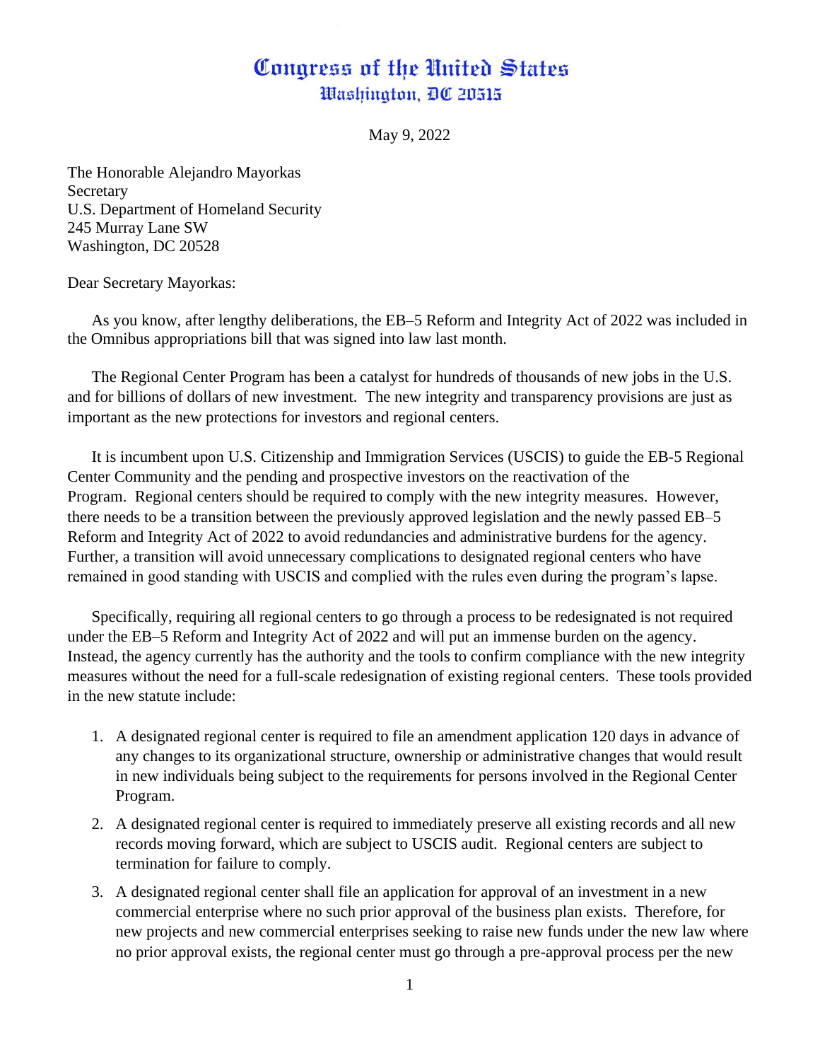# Congress of the United States
## Washington, DC 20515

May 9, 2022

The Honorable Alejandro Mayorkas
Secretary
U.S. Department of Homeland Security
245 Murray Lane SW
Washington, DC 20528

Dear Secretary Mayorkas:

As you know, after lengthy deliberations, the EB–5 Reform and Integrity Act of 2022 was included in the Omnibus appropriations bill that was signed into law last month.

The Regional Center Program has been a catalyst for hundreds of thousands of new jobs in the U.S. and for billions of dollars of new investment. The new integrity and transparency provisions are just as important as the new protections for investors and regional centers.

It is incumbent upon U.S. Citizenship and Immigration Services (USCIS) to guide the EB-5 Regional Center Community and the pending and prospective investors on the reactivation of the Program. Regional centers should be required to comply with the new integrity measures. However, there needs to be a transition between the previously approved legislation and the newly passed EB–5 Reform and Integrity Act of 2022 to avoid redundancies and administrative burdens for the agency. Further, a transition will avoid unnecessary complications to designated regional centers who have remained in good standing with USCIS and complied with the rules even during the program's lapse.

Specifically, requiring all regional centers to go through a process to be redesignated is not required under the EB–5 Reform and Integrity Act of 2022 and will put an immense burden on the agency. Instead, the agency currently has the authority and the tools to confirm compliance with the new integrity measures without the need for a full-scale redesignation of existing regional centers. These tools provided in the new statute include:

1. A designated regional center is required to file an amendment application 120 days in advance of any changes to its organizational structure, ownership or administrative changes that would result in new individuals being subject to the requirements for persons involved in the Regional Center Program.
2. A designated regional center is required to immediately preserve all existing records and all new records moving forward, which are subject to USCIS audit. Regional centers are subject to termination for failure to comply.
3. A designated regional center shall file an application for approval of an investment in a new commercial enterprise where no such prior approval of the business plan exists. Therefore, for new projects and new commercial enterprises seeking to raise new funds under the new law where no prior approval exists, the regional center must go through a pre-approval process per the new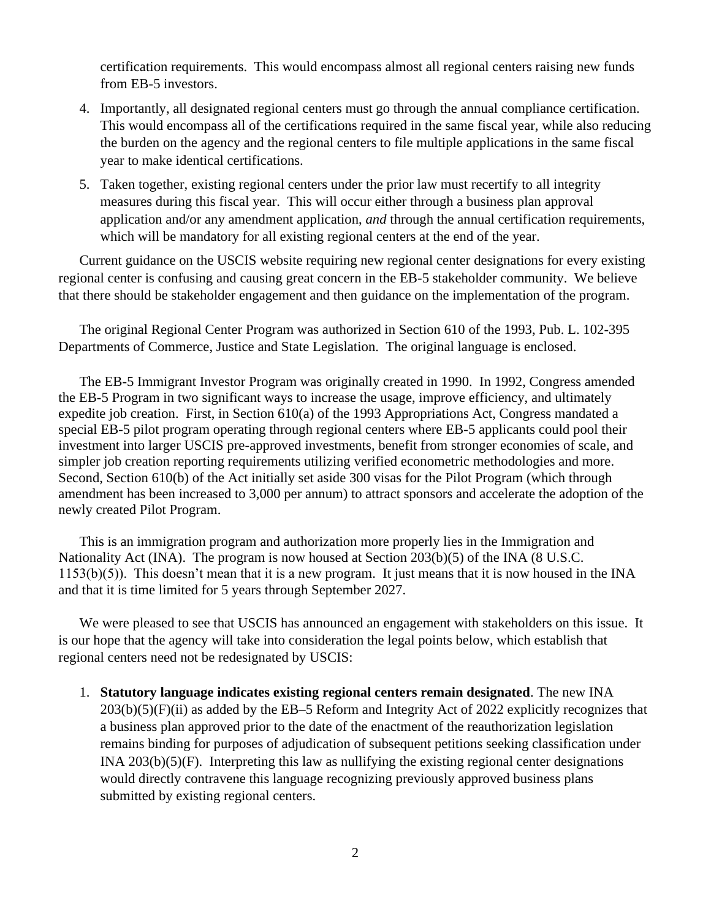certification requirements. This would encompass almost all regional centers raising new funds from EB-5 investors.

4. Importantly, all designated regional centers must go through the annual compliance certification. This would encompass all of the certifications required in the same fiscal year, while also reducing the burden on the agency and the regional centers to file multiple applications in the same fiscal year to make identical certifications.
5. Taken together, existing regional centers under the prior law must recertify to all integrity measures during this fiscal year. This will occur either through a business plan approval application and/or any amendment application, *and* through the annual certification requirements, which will be mandatory for all existing regional centers at the end of the year.

Current guidance on the USCIS website requiring new regional center designations for every existing regional center is confusing and causing great concern in the EB-5 stakeholder community. We believe that there should be stakeholder engagement and then guidance on the implementation of the program.

The original Regional Center Program was authorized in Section 610 of the 1993, Pub. L. 102-395 Departments of Commerce, Justice and State Legislation. The original language is enclosed.

The EB-5 Immigrant Investor Program was originally created in 1990. In 1992, Congress amended the EB-5 Program in two significant ways to increase the usage, improve efficiency, and ultimately expedite job creation. First, in Section 610(a) of the 1993 Appropriations Act, Congress mandated a special EB-5 pilot program operating through regional centers where EB-5 applicants could pool their investment into larger USCIS pre-approved investments, benefit from stronger economies of scale, and simpler job creation reporting requirements utilizing verified econometric methodologies and more. Second, Section 610(b) of the Act initially set aside 300 visas for the Pilot Program (which through amendment has been increased to 3,000 per annum) to attract sponsors and accelerate the adoption of the newly created Pilot Program.

This is an immigration program and authorization more properly lies in the Immigration and Nationality Act (INA). The program is now housed at Section 203(b)(5) of the INA (8 U.S.C. 1153(b)(5)). This doesn't mean that it is a new program. It just means that it is now housed in the INA and that it is time limited for 5 years through September 2027.

We were pleased to see that USCIS has announced an engagement with stakeholders on this issue. It is our hope that the agency will take into consideration the legal points below, which establish that regional centers need not be redesignated by USCIS:

1. **Statutory language indicates existing regional centers remain designated**. The new INA 203(b)(5)(F)(ii) as added by the EB–5 Reform and Integrity Act of 2022 explicitly recognizes that a business plan approved prior to the date of the enactment of the reauthorization legislation remains binding for purposes of adjudication of subsequent petitions seeking classification under INA 203(b)(5)(F). Interpreting this law as nullifying the existing regional center designations would directly contravene this language recognizing previously approved business plans submitted by existing regional centers.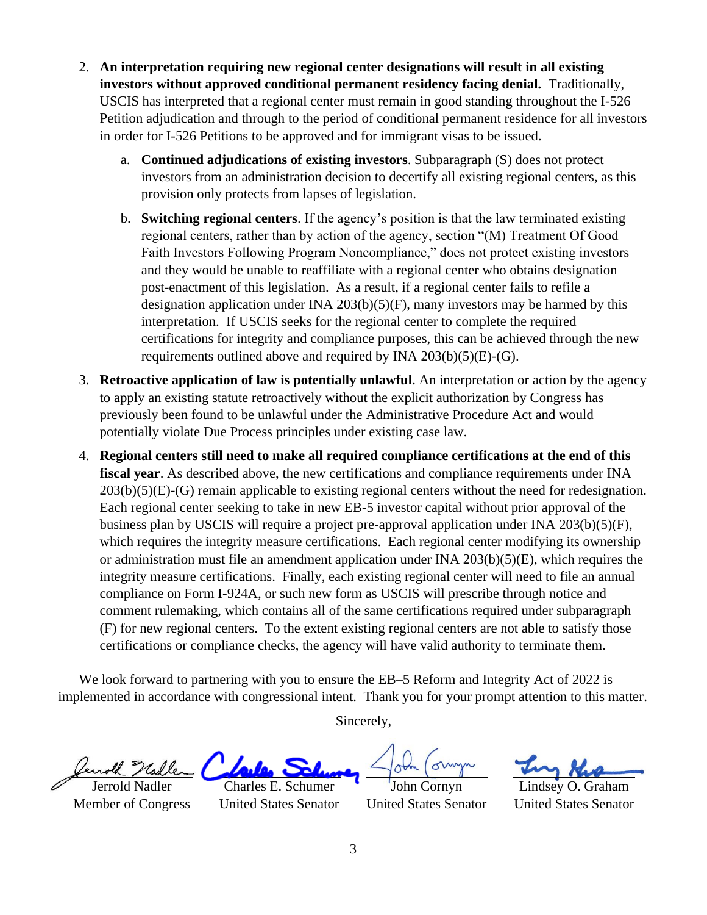2. **An interpretation requiring new regional center designations will result in all existing investors without approved conditional permanent residency facing denial.** Traditionally, USCIS has interpreted that a regional center must remain in good standing throughout the I-526 Petition adjudication and through to the period of conditional permanent residence for all investors in order for I-526 Petitions to be approved and for immigrant visas to be issued.

   a. **Continued adjudications of existing investors**. Subparagraph (S) does not protect investors from an administration decision to decertify all existing regional centers, as this provision only protects from lapses of legislation.

   b. **Switching regional centers**. If the agency's position is that the law terminated existing regional centers, rather than by action of the agency, section "(M) Treatment Of Good Faith Investors Following Program Noncompliance," does not protect existing investors and they would be unable to reaffiliate with a regional center who obtains designation post-enactment of this legislation. As a result, if a regional center fails to refile a designation application under INA 203(b)(5)(F), many investors may be harmed by this interpretation. If USCIS seeks for the regional center to complete the required certifications for integrity and compliance purposes, this can be achieved through the new requirements outlined above and required by INA 203(b)(5)(E)-(G).

3. **Retroactive application of law is potentially unlawful**. An interpretation or action by the agency to apply an existing statute retroactively without the explicit authorization by Congress has previously been found to be unlawful under the Administrative Procedure Act and would potentially violate Due Process principles under existing case law.

4. **Regional centers still need to make all required compliance certifications at the end of this fiscal year**. As described above, the new certifications and compliance requirements under INA 203(b)(5)(E)-(G) remain applicable to existing regional centers without the need for redesignation. Each regional center seeking to take in new EB-5 investor capital without prior approval of the business plan by USCIS will require a project pre-approval application under INA 203(b)(5)(F), which requires the integrity measure certifications. Each regional center modifying its ownership or administration must file an amendment application under INA 203(b)(5)(E), which requires the integrity measure certifications. Finally, each existing regional center will need to file an annual compliance on Form I-924A, or such new form as USCIS will prescribe through notice and comment rulemaking, which contains all of the same certifications required under subparagraph (F) for new regional centers. To the extent existing regional centers are not able to satisfy those certifications or compliance checks, the agency will have valid authority to terminate them.

We look forward to partnering with you to ensure the EB–5 Reform and Integrity Act of 2022 is implemented in accordance with congressional intent. Thank you for your prompt attention to this matter.

Sincerely,

| Jerrold Nadler | Charles E. Schumer | John Cornyn | Lindsey O. Graham |
|---|---|---|---|
| Member of Congress | United States Senator | United States Senator | United States Senator |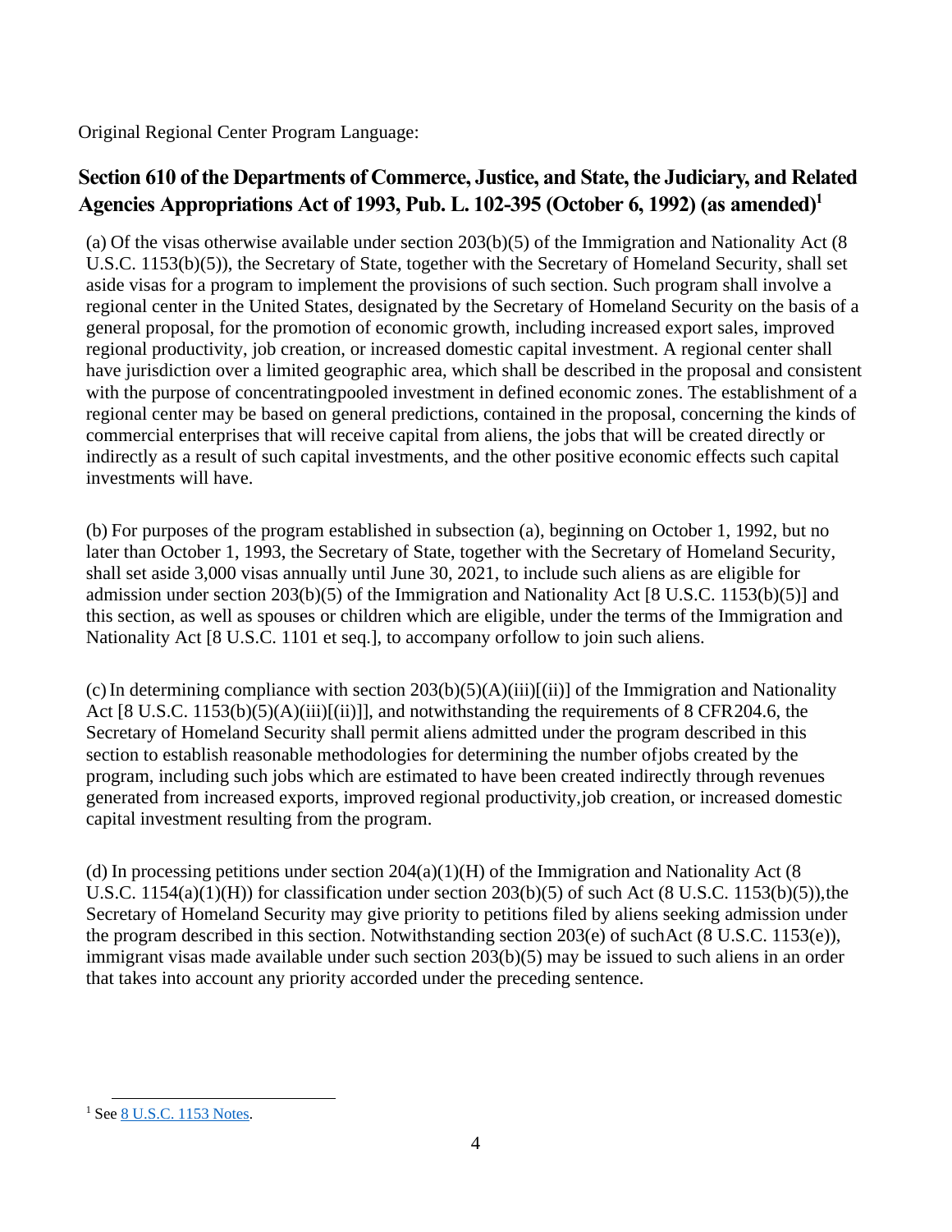Original Regional Center Program Language:

## Section 610 of the Departments of Commerce, Justice, and State, the Judiciary, and Related Agencies Appropriations Act of 1993, Pub. L. 102-395 (October 6, 1992) (as amended)[1]

(a) Of the visas otherwise available under section 203(b)(5) of the Immigration and Nationality Act (8 U.S.C. 1153(b)(5)), the Secretary of State, together with the Secretary of Homeland Security, shall set aside visas for a program to implement the provisions of such section. Such program shall involve a regional center in the United States, designated by the Secretary of Homeland Security on the basis of a general proposal, for the promotion of economic growth, including increased export sales, improved regional productivity, job creation, or increased domestic capital investment. A regional center shall have jurisdiction over a limited geographic area, which shall be described in the proposal and consistent with the purpose of concentratingpooled investment in defined economic zones. The establishment of a regional center may be based on general predictions, contained in the proposal, concerning the kinds of commercial enterprises that will receive capital from aliens, the jobs that will be created directly or indirectly as a result of such capital investments, and the other positive economic effects such capital investments will have.

(b) For purposes of the program established in subsection (a), beginning on October 1, 1992, but no later than October 1, 1993, the Secretary of State, together with the Secretary of Homeland Security, shall set aside 3,000 visas annually until June 30, 2021, to include such aliens as are eligible for admission under section 203(b)(5) of the Immigration and Nationality Act [8 U.S.C. 1153(b)(5)] and this section, as well as spouses or children which are eligible, under the terms of the Immigration and Nationality Act [8 U.S.C. 1101 et seq.], to accompany orfollow to join such aliens.

(c) In determining compliance with section 203(b)(5)(A)(iii)[(ii)] of the Immigration and Nationality Act [8 U.S.C. 1153(b)(5)(A)(iii)[(ii)]], and notwithstanding the requirements of 8 CFR204.6, the Secretary of Homeland Security shall permit aliens admitted under the program described in this section to establish reasonable methodologies for determining the number ofjobs created by the program, including such jobs which are estimated to have been created indirectly through revenues generated from increased exports, improved regional productivity,job creation, or increased domestic capital investment resulting from the program.

(d) In processing petitions under section 204(a)(1)(H) of the Immigration and Nationality Act (8 U.S.C. 1154(a)(1)(H)) for classification under section 203(b)(5) of such Act (8 U.S.C. 1153(b)(5)),the Secretary of Homeland Security may give priority to petitions filed by aliens seeking admission under the program described in this section. Notwithstanding section 203(e) of suchAct (8 U.S.C. 1153(e)), immigrant visas made available under such section 203(b)(5) may be issued to such aliens in an order that takes into account any priority accorded under the preceding sentence.

---

[1] See 8 U.S.C. 1153 Notes.